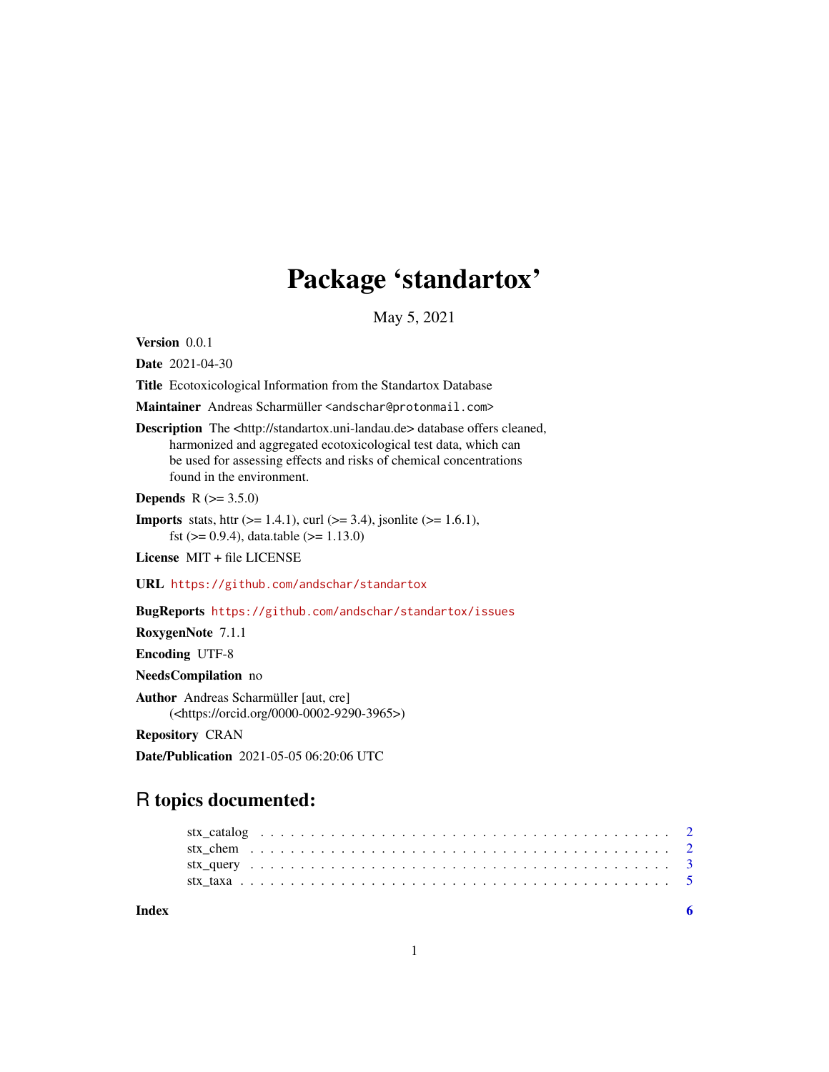# Package 'standartox'

May 5, 2021

**Version** 0.0.1

**Date** 2021-04-30

**Title** Ecotoxicological Information from the Standartox Database

**Maintainer** Andreas Scharmüller <andschar@protonmail.com>

**Description** The <http://standartox.uni-landau.de> database offers cleaned, harmonized and aggregated ecotoxicological test data, which can be used for assessing effects and risks of chemical concentrations found in the environment.

**Depends** R (>= 3.5.0)

**Imports** stats, httr (>= 1.4.1), curl (>= 3.4), jsonlite (>= 1.6.1), fst (>= 0.9.4), data.table (>= 1.13.0)

**License** MIT + file LICENSE

**URL** https://github.com/andschar/standartox

**BugReports** https://github.com/andschar/standartox/issues

**RoxygenNote** 7.1.1

**Encoding** UTF-8

**NeedsCompilation** no

**Author** Andreas Scharmüller [aut, cre] (<https://orcid.org/0000-0002-9290-3965>)

**Repository** CRAN

**Date/Publication** 2021-05-05 06:20:06 UTC

## R topics documented:

- stx_catalog . . . . . . . . . . . . . . . . . . . . . . . . . . . . . . . . . . . . . . . 2
- stx_chem . . . . . . . . . . . . . . . . . . . . . . . . . . . . . . . . . . . . . . . 2
- stx_query . . . . . . . . . . . . . . . . . . . . . . . . . . . . . . . . . . . . . . . 3
- stx_taxa . . . . . . . . . . . . . . . . . . . . . . . . . . . . . . . . . . . . . . . 5

**Index** 6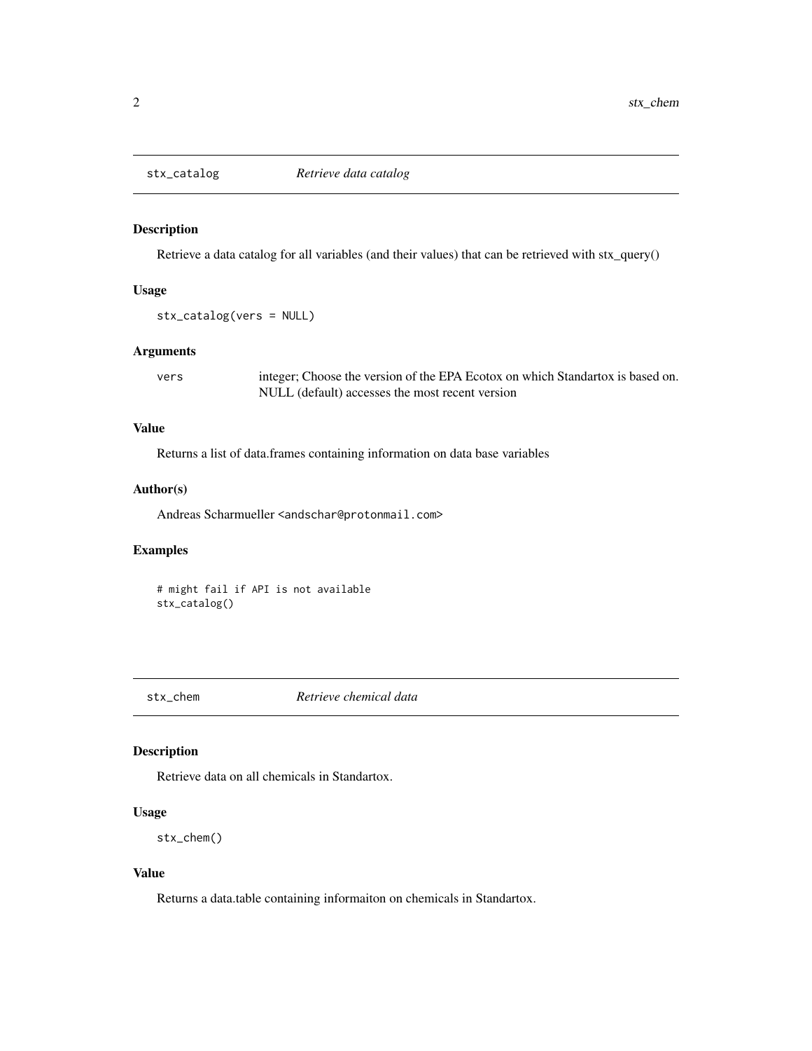## stx_catalog *Retrieve data catalog*

### Description

Retrieve a data catalog for all variables (and their values) that can be retrieved with stx_query()

### Usage

```
stx_catalog(vers = NULL)
```

### Arguments

| | |
|---|---|
| vers | integer; Choose the version of the EPA Ecotox on which Standartox is based on. NULL (default) accesses the most recent version |

### Value

Returns a list of data.frames containing information on data base variables

### Author(s)

Andreas Scharmueller <andschar@protonmail.com>

### Examples

```
# might fail if API is not available
stx_catalog()
```

## stx_chem *Retrieve chemical data*

### Description

Retrieve data on all chemicals in Standartox.

### Usage

```
stx_chem()
```

### Value

Returns a data.table containing informaiton on chemicals in Standartox.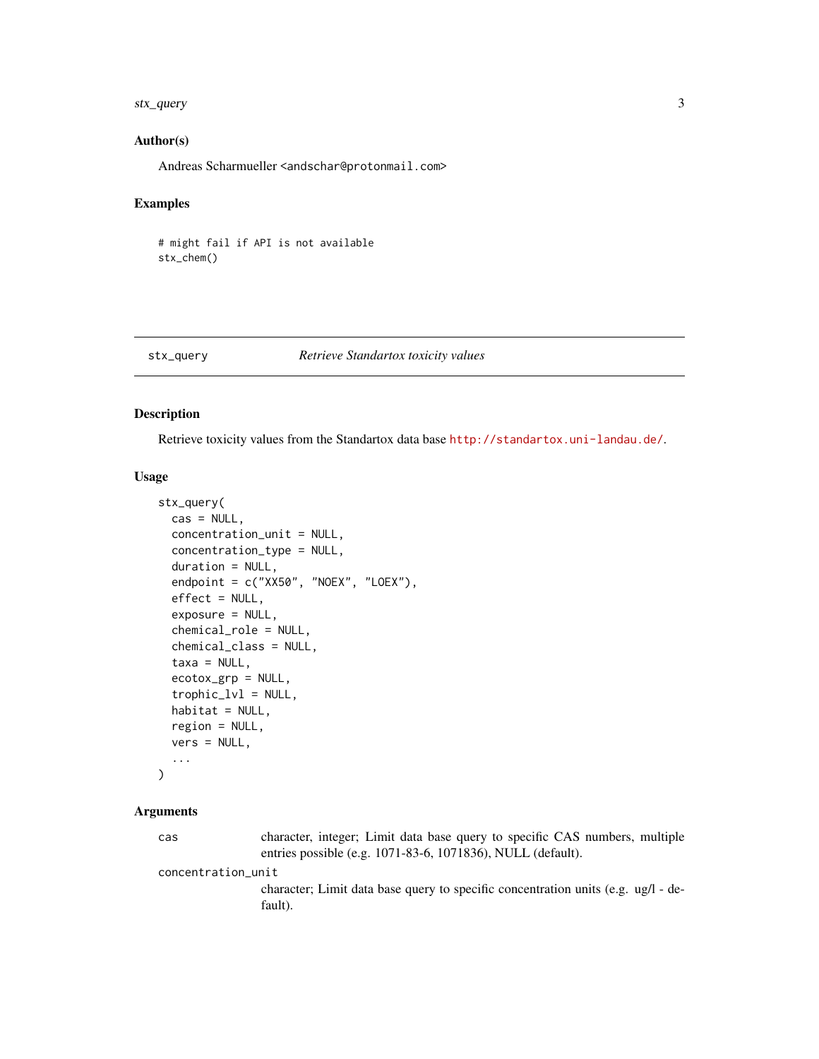### Author(s)

Andreas Scharmueller <andschar@protonmail.com>

### Examples

```
# might fail if API is not available
stx_chem()
```

---

## stx_query — *Retrieve Standartox toxicity values*

### Description

Retrieve toxicity values from the Standartox data base http://standartox.uni-landau.de/.

### Usage

```
stx_query(
  cas = NULL,
  concentration_unit = NULL,
  concentration_type = NULL,
  duration = NULL,
  endpoint = c("XX50", "NOEX", "LOEX"),
  effect = NULL,
  exposure = NULL,
  chemical_role = NULL,
  chemical_class = NULL,
  taxa = NULL,
  ecotox_grp = NULL,
  trophic_lvl = NULL,
  habitat = NULL,
  region = NULL,
  vers = NULL,
  ...
)
```

### Arguments

| | |
|---|---|
| cas | character, integer; Limit data base query to specific CAS numbers, multiple entries possible (e.g. 1071-83-6, 1071836), NULL (default). |
| concentration_unit | character; Limit data base query to specific concentration units (e.g. ug/l - default). |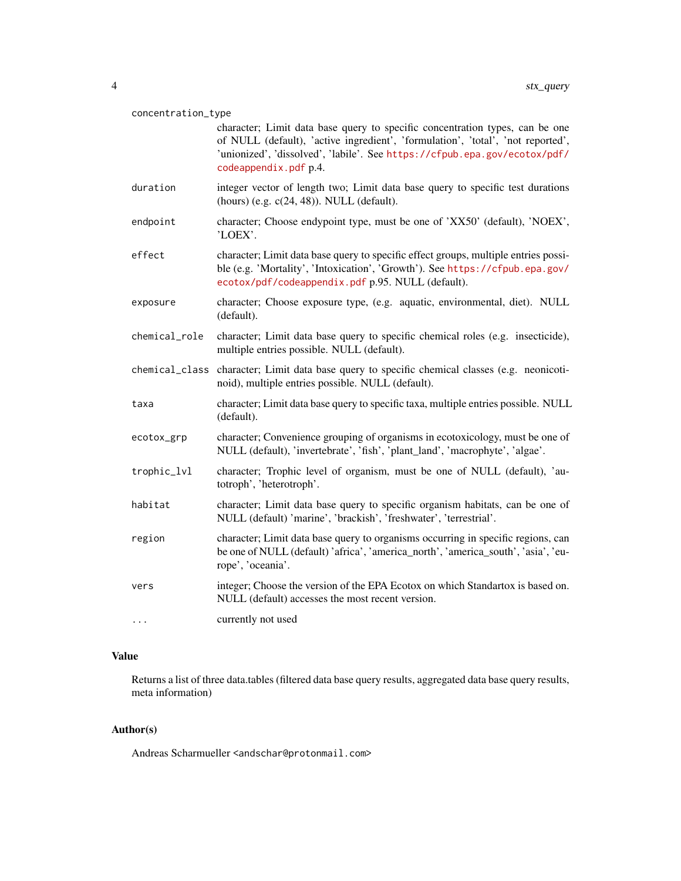| | |
|---|---|
| `concentration_type` | character; Limit data base query to specific concentration types, can be one of NULL (default), 'active ingredient', 'formulation', 'total', 'not reported', 'unionized', 'dissolved', 'labile'. See https://cfpub.epa.gov/ecotox/pdf/codeappendix.pdf p.4. |
| `duration` | integer vector of length two; Limit data base query to specific test durations (hours) (e.g. c(24, 48)). NULL (default). |
| `endpoint` | character; Choose endypoint type, must be one of 'XX50' (default), 'NOEX', 'LOEX'. |
| `effect` | character; Limit data base query to specific effect groups, multiple entries possible (e.g. 'Mortality', 'Intoxication', 'Growth'). See https://cfpub.epa.gov/ecotox/pdf/codeappendix.pdf p.95. NULL (default). |
| `exposure` | character; Choose exposure type, (e.g. aquatic, environmental, diet). NULL (default). |
| `chemical_role` | character; Limit data base query to specific chemical roles (e.g. insecticide), multiple entries possible. NULL (default). |
| `chemical_class` | character; Limit data base query to specific chemical classes (e.g. neonicotinoid), multiple entries possible. NULL (default). |
| `taxa` | character; Limit data base query to specific taxa, multiple entries possible. NULL (default). |
| `ecotox_grp` | character; Convenience grouping of organisms in ecotoxicology, must be one of NULL (default), 'invertebrate', 'fish', 'plant_land', 'macrophyte', 'algae'. |
| `trophic_lvl` | character; Trophic level of organism, must be one of NULL (default), 'autotroph', 'heterotroph'. |
| `habitat` | character; Limit data base query to specific organism habitats, can be one of NULL (default) 'marine', 'brackish', 'freshwater', 'terrestrial'. |
| `region` | character; Limit data base query to organisms occurring in specific regions, can be one of NULL (default) 'africa', 'america_north', 'america_south', 'asia', 'europe', 'oceania'. |
| `vers` | integer; Choose the version of the EPA Ecotox on which Standartox is based on. NULL (default) accesses the most recent version. |
| `...` | currently not used |

## Value

Returns a list of three data.tables (filtered data base query results, aggregated data base query results, meta information)

## Author(s)

Andreas Scharmueller <andschar@protonmail.com>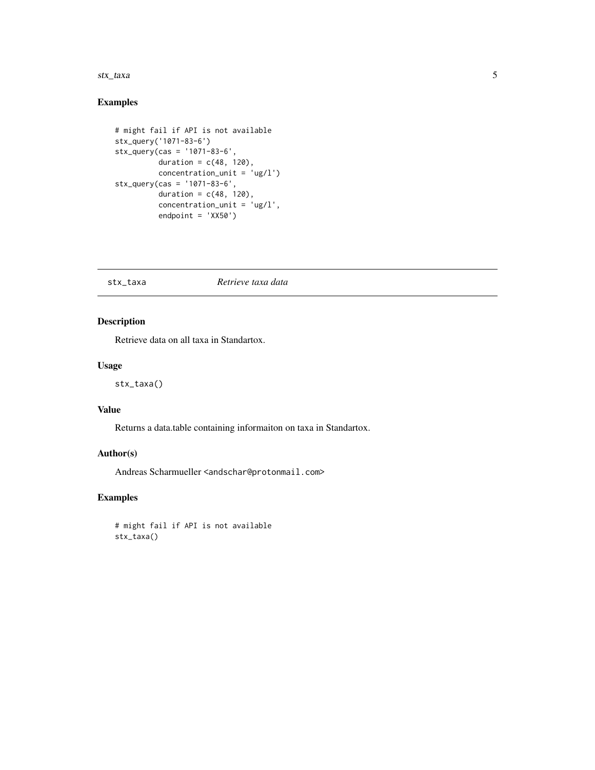## Examples

```
# might fail if API is not available
stx_query('1071-83-6')
stx_query(cas = '1071-83-6',
          duration = c(48, 120),
          concentration_unit = 'ug/l')
stx_query(cas = '1071-83-6',
          duration = c(48, 120),
          concentration_unit = 'ug/l',
          endpoint = 'XX50')
```

---

# stx_taxa *Retrieve taxa data*

---

## Description

Retrieve data on all taxa in Standartox.

## Usage

```
stx_taxa()
```

## Value

Returns a data.table containing informaiton on taxa in Standartox.

## Author(s)

Andreas Scharmueller <andschar@protonmail.com>

## Examples

```
# might fail if API is not available
stx_taxa()
```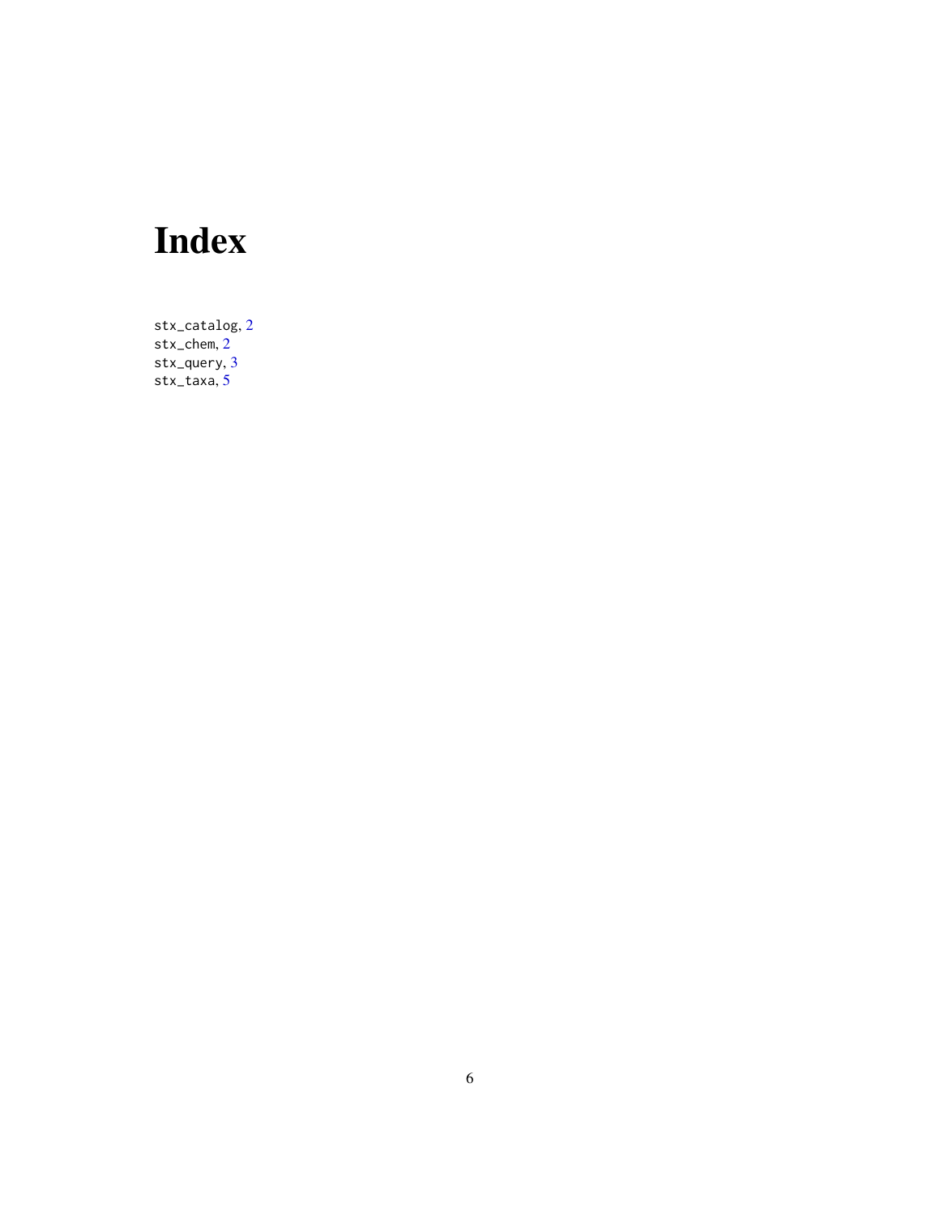# Index

stx_catalog, 2
stx_chem, 2
stx_query, 3
stx_taxa, 5